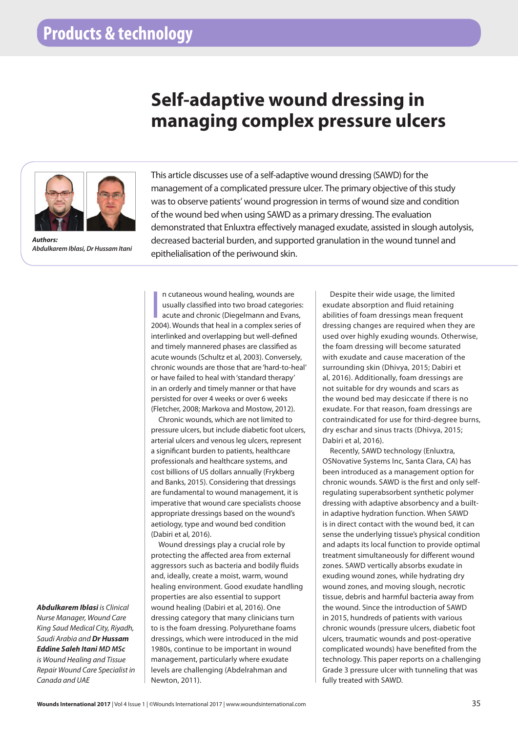Products & technology

# Self-adaptive wound dressing in managing complex pressure ulcers

*Authors:*
*Abdulkarem Iblasi, Dr Hussam Itani*

This article discusses use of a self-adaptive wound dressing (SAWD) for the management of a complicated pressure ulcer. The primary objective of this study was to observe patients' wound progression in terms of wound size and condition of the wound bed when using SAWD as a primary dressing. The evaluation demonstrated that Enluxtra effectively managed exudate, assisted in slough autolysis, decreased bacterial burden, and supported granulation in the wound tunnel and epithelialisation of the periwound skin.

*__Abdulkarem Iblasi__ is Clinical Nurse Manager, Wound Care King Saud Medical City, Riyadh, Saudi Arabia and __Dr Hussam Eddine Saleh Itani__ MD MSc is Wound Healing and Tissue Repair Wound Care Specialist in Canada and UAE*

In cutaneous wound healing, wounds are usually classified into two broad categories: acute and chronic (Diegelmann and Evans, 2004). Wounds that heal in a complex series of interlinked and overlapping but well-defined and timely mannered phases are classified as acute wounds (Schultz et al, 2003). Conversely, chronic wounds are those that are 'hard-to-heal' or have failed to heal with 'standard therapy' in an orderly and timely manner or that have persisted for over 4 weeks or over 6 weeks (Fletcher, 2008; Markova and Mostow, 2012).

Chronic wounds, which are not limited to pressure ulcers, but include diabetic foot ulcers, arterial ulcers and venous leg ulcers, represent a significant burden to patients, healthcare professionals and healthcare systems, and cost billions of US dollars annually (Frykberg and Banks, 2015). Considering that dressings are fundamental to wound management, it is imperative that wound care specialists choose appropriate dressings based on the wound's aetiology, type and wound bed condition (Dabiri et al, 2016).

Wound dressings play a crucial role by protecting the affected area from external aggressors such as bacteria and bodily fluids and, ideally, create a moist, warm, wound healing environment. Good exudate handling properties are also essential to support wound healing (Dabiri et al, 2016). One dressing category that many clinicians turn to is the foam dressing. Polyurethane foams dressings, which were introduced in the mid 1980s, continue to be important in wound management, particularly where exudate levels are challenging (Abdelrahman and Newton, 2011).

Despite their wide usage, the limited exudate absorption and fluid retaining abilities of foam dressings mean frequent dressing changes are required when they are used over highly exuding wounds. Otherwise, the foam dressing will become saturated with exudate and cause maceration of the surrounding skin (Dhivya, 2015; Dabiri et al, 2016). Additionally, foam dressings are not suitable for dry wounds and scars as the wound bed may desiccate if there is no exudate. For that reason, foam dressings are contraindicated for use for third-degree burns, dry eschar and sinus tracts (Dhivya, 2015; Dabiri et al, 2016).

Recently, SAWD technology (Enluxtra, OSNovative Systems Inc, Santa Clara, CA) has been introduced as a management option for chronic wounds. SAWD is the first and only self-regulating superabsorbent synthetic polymer dressing with adaptive absorbency and a built-in adaptive hydration function. When SAWD is in direct contact with the wound bed, it can sense the underlying tissue's physical condition and adapts its local function to provide optimal treatment simultaneously for different wound zones. SAWD vertically absorbs exudate in exuding wound zones, while hydrating dry wound zones, and moving slough, necrotic tissue, debris and harmful bacteria away from the wound. Since the introduction of SAWD in 2015, hundreds of patients with various chronic wounds (pressure ulcers, diabetic foot ulcers, traumatic wounds and post-operative complicated wounds) have benefited from the technology. This paper reports on a challenging Grade 3 pressure ulcer with tunneling that was fully treated with SAWD.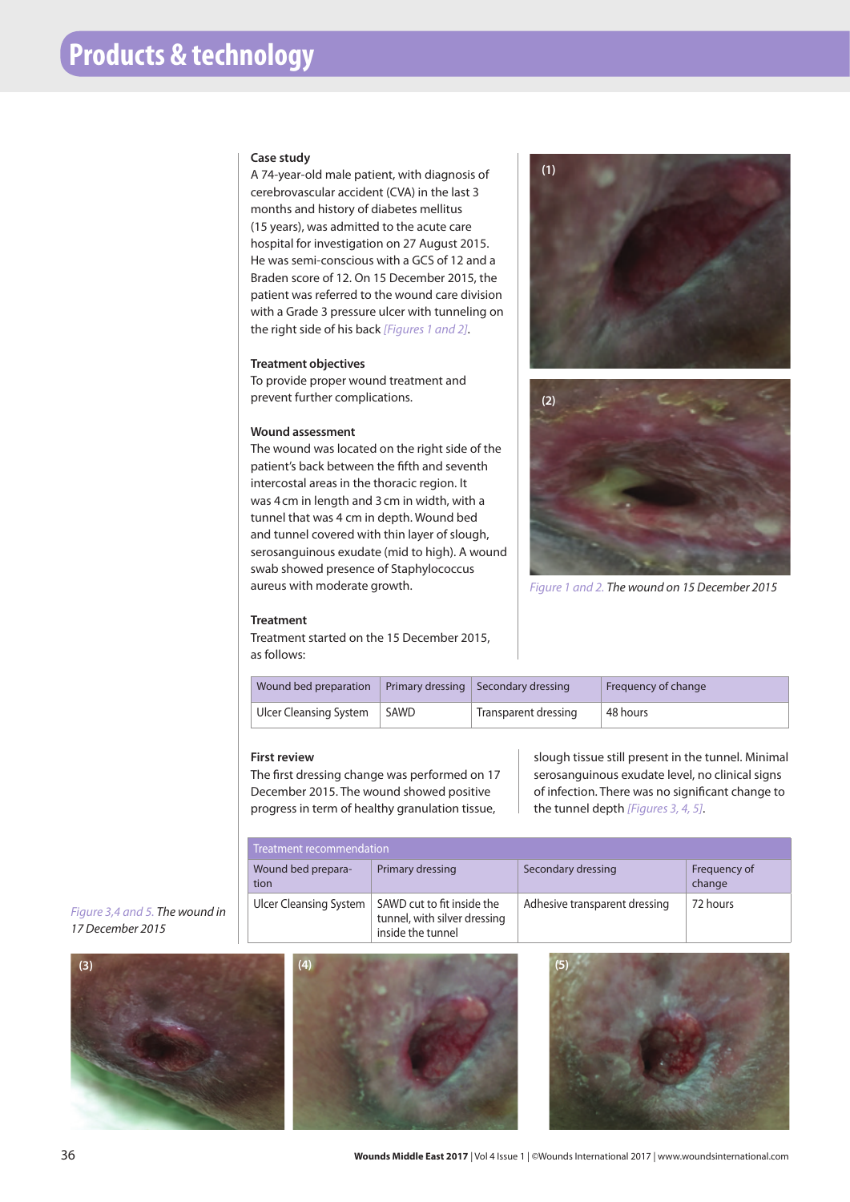## Case study

A 74-year-old male patient, with diagnosis of cerebrovascular accident (CVA) in the last 3 months and history of diabetes mellitus (15 years), was admitted to the acute care hospital for investigation on 27 August 2015. He was semi-conscious with a GCS of 12 and a Braden score of 12. On 15 December 2015, the patient was referred to the wound care division with a Grade 3 pressure ulcer with tunneling on the right side of his back [Figures 1 and 2].

## Treatment objectives

To provide proper wound treatment and prevent further complications.

## Wound assessment

The wound was located on the right side of the patient's back between the fifth and seventh intercostal areas in the thoracic region. It was 4 cm in length and 3 cm in width, with a tunnel that was 4 cm in depth. Wound bed and tunnel covered with thin layer of slough, serosanguinous exudate (mid to high). A wound swab showed presence of Staphylococcus aureus with moderate growth.

*Figure 1 and 2. The wound on 15 December 2015*

## Treatment

Treatment started on the 15 December 2015, as follows:

| Wound bed preparation | Primary dressing | Secondary dressing | Frequency of change |
|---|---|---|---|
| Ulcer Cleansing System | SAWD | Transparent dressing | 48 hours |

## First review

The first dressing change was performed on 17 December 2015. The wound showed positive progress in term of healthy granulation tissue, slough tissue still present in the tunnel. Minimal serosanguinous exudate level, no clinical signs of infection. There was no significant change to the tunnel depth [Figures 3, 4, 5].

| Treatment recommendation | | | |
|---|---|---|---|
| Wound bed preparation | Primary dressing | Secondary dressing | Frequency of change |
| Ulcer Cleansing System | SAWD cut to fit inside the tunnel, with silver dressing inside the tunnel | Adhesive transparent dressing | 72 hours |

*Figure 3,4 and 5. The wound in 17 December 2015*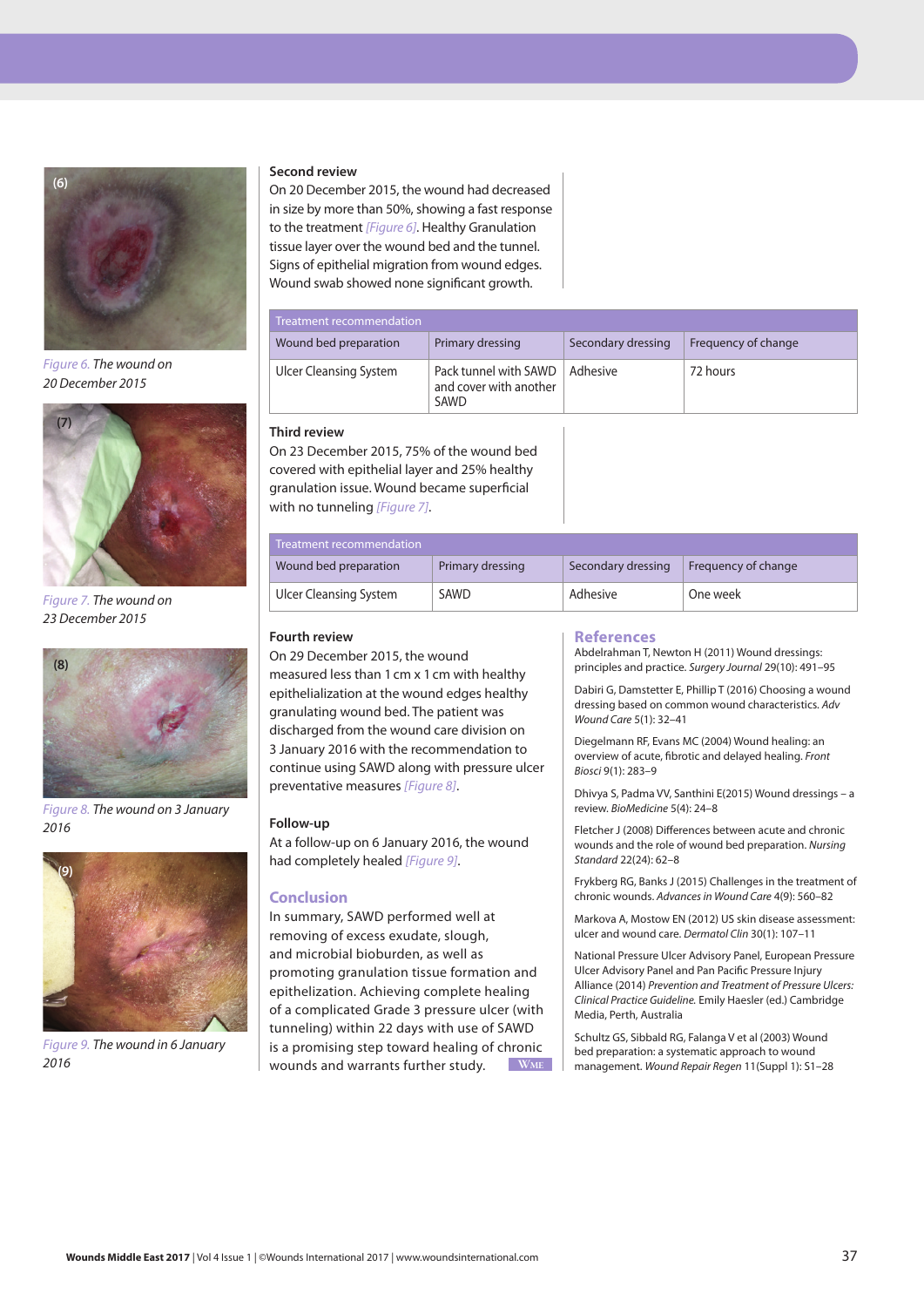Figure 6. The wound on 20 December 2015

Figure 7. The wound on 23 December 2015

Figure 8. The wound on 3 January 2016

Figure 9. The wound in 6 January 2016

### Second review

On 20 December 2015, the wound had decreased in size by more than 50%, showing a fast response to the treatment [Figure 6]. Healthy Granulation tissue layer over the wound bed and the tunnel. Signs of epithelial migration from wound edges. Wound swab showed none significant growth.

| Treatment recommendation | | | |
|---|---|---|---|
| Wound bed preparation | Primary dressing | Secondary dressing | Frequency of change |
| Ulcer Cleansing System | Pack tunnel with SAWD and cover with another SAWD | Adhesive | 72 hours |

### Third review

On 23 December 2015, 75% of the wound bed covered with epithelial layer and 25% healthy granulation issue. Wound became superficial with no tunneling [Figure 7].

| Treatment recommendation | | | |
|---|---|---|---|
| Wound bed preparation | Primary dressing | Secondary dressing | Frequency of change |
| Ulcer Cleansing System | SAWD | Adhesive | One week |

### Fourth review

On 29 December 2015, the wound measured less than 1 cm x 1 cm with healthy epithelialization at the wound edges healthy granulating wound bed. The patient was discharged from the wound care division on 3 January 2016 with the recommendation to continue using SAWD along with pressure ulcer preventative measures [Figure 8].

### Follow-up

At a follow-up on 6 January 2016, the wound had completely healed [Figure 9].

## Conclusion

In summary, SAWD performed well at removing of excess exudate, slough, and microbial bioburden, as well as promoting granulation tissue formation and epithelization. Achieving complete healing of a complicated Grade 3 pressure ulcer (with tunneling) within 22 days with use of SAWD is a promising step toward healing of chronic wounds and warrants further study. WME

## References

Abdelrahman T, Newton H (2011) Wound dressings: principles and practice. *Surgery Journal* 29(10): 491–95

Dabiri G, Damstetter E, Phillip T (2016) Choosing a wound dressing based on common wound characteristics. *Adv Wound Care* 5(1): 32–41

Diegelmann RF, Evans MC (2004) Wound healing: an overview of acute, fibrotic and delayed healing. *Front Biosci* 9(1): 283–9

Dhivya S, Padma VV, Santhini E(2015) Wound dressings – a review. *BioMedicine* 5(4): 24–8

Fletcher J (2008) Differences between acute and chronic wounds and the role of wound bed preparation. *Nursing Standard* 22(24): 62–8

Frykberg RG, Banks J (2015) Challenges in the treatment of chronic wounds. *Advances in Wound Care* 4(9): 560–82

Markova A, Mostow EN (2012) US skin disease assessment: ulcer and wound care. *Dermatol Clin* 30(1): 107–11

National Pressure Ulcer Advisory Panel, European Pressure Ulcer Advisory Panel and Pan Pacific Pressure Injury Alliance (2014) *Prevention and Treatment of Pressure Ulcers: Clinical Practice Guideline.* Emily Haesler (ed.) Cambridge Media, Perth, Australia

Schultz GS, Sibbald RG, Falanga V et al (2003) Wound bed preparation: a systematic approach to wound management. *Wound Repair Regen* 11(Suppl 1): S1–28